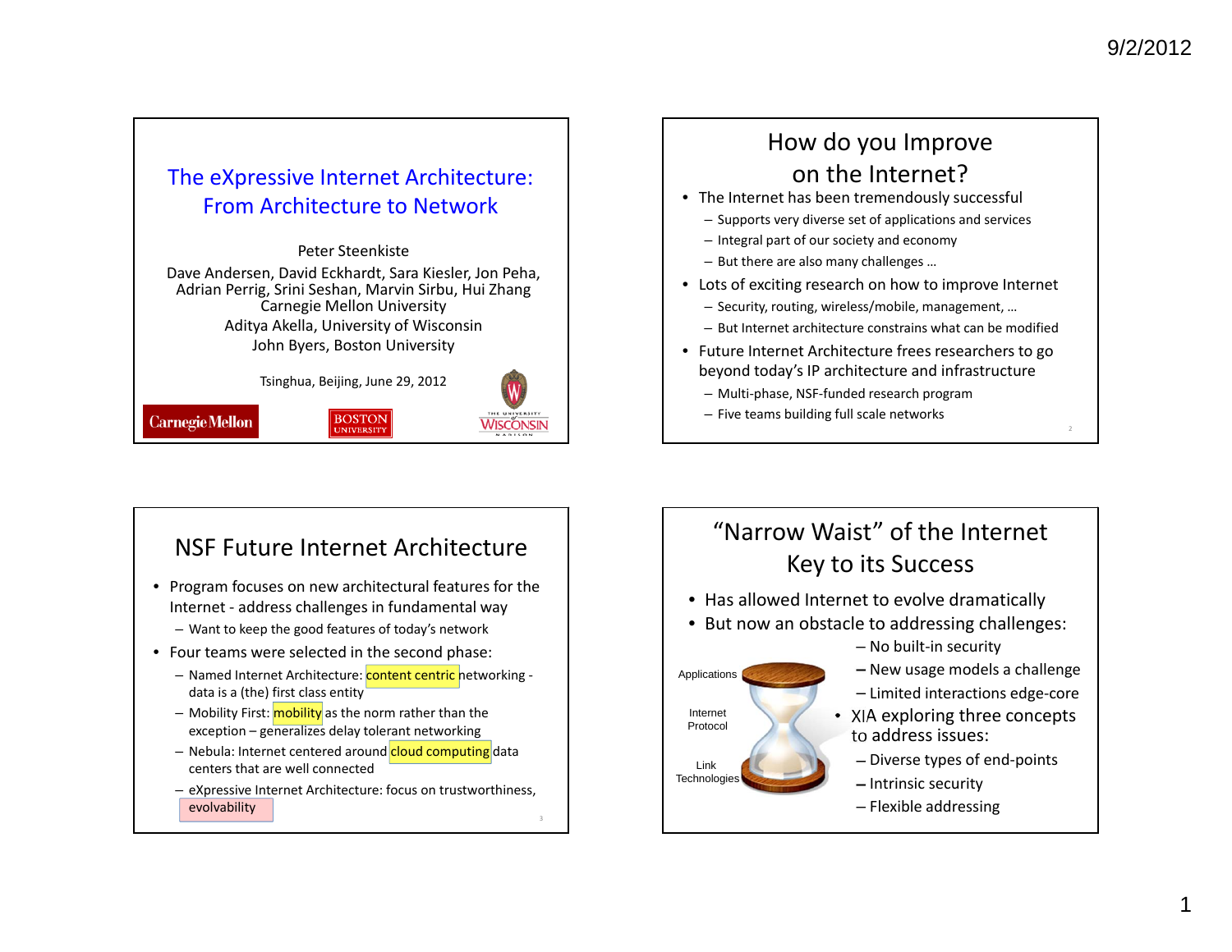# The eXpressive Internet Architecture: From Architecture to Network

Peter Steenkiste

Dave Andersen, David Eckhardt, Sara Kiesler, Jon Peha, Adrian Perrig, Srini Seshan, Marvin Sirbu, Hui Zhang
Carnegie Mellon University

Aditya Akella, University of Wisconsin

John Byers, Boston University

Tsinghua, Beijing, June 29, 2012

Carnegie Mellon | Boston University | The University of Wisconsin Madison

## How do you Improve on the Internet?

- The Internet has been tremendously successful
  - Supports very diverse set of applications and services
  - Integral part of our society and economy
  - But there are also many challenges …
- Lots of exciting research on how to improve Internet
  - Security, routing, wireless/mobile, management, …
  - But Internet architecture constrains what can be modified
- Future Internet Architecture frees researchers to go beyond today's IP architecture and infrastructure
  - Multi-phase, NSF-funded research program
  - Five teams building full scale networks

## NSF Future Internet Architecture

- Program focuses on new architectural features for the Internet - address challenges in fundamental way
  - Want to keep the good features of today's network
- Four teams were selected in the second phase:
  - Named Internet Architecture: content centric networking - data is a (the) first class entity
  - Mobility First: mobility as the norm rather than the exception – generalizes delay tolerant networking
  - Nebula: Internet centered around cloud computing data centers that are well connected
  - eXpressive Internet Architecture: focus on trustworthiness, evolvability

## "Narrow Waist" of the Internet Key to its Success

- Has allowed Internet to evolve dramatically
- But now an obstacle to addressing challenges:
  - No built-in security
  - New usage models a challenge
  - Limited interactions edge-core
- XIA exploring three concepts to address issues:
  - Diverse types of end-points
  - Intrinsic security
  - Flexible addressing

Applications

Internet Protocol

Link Technologies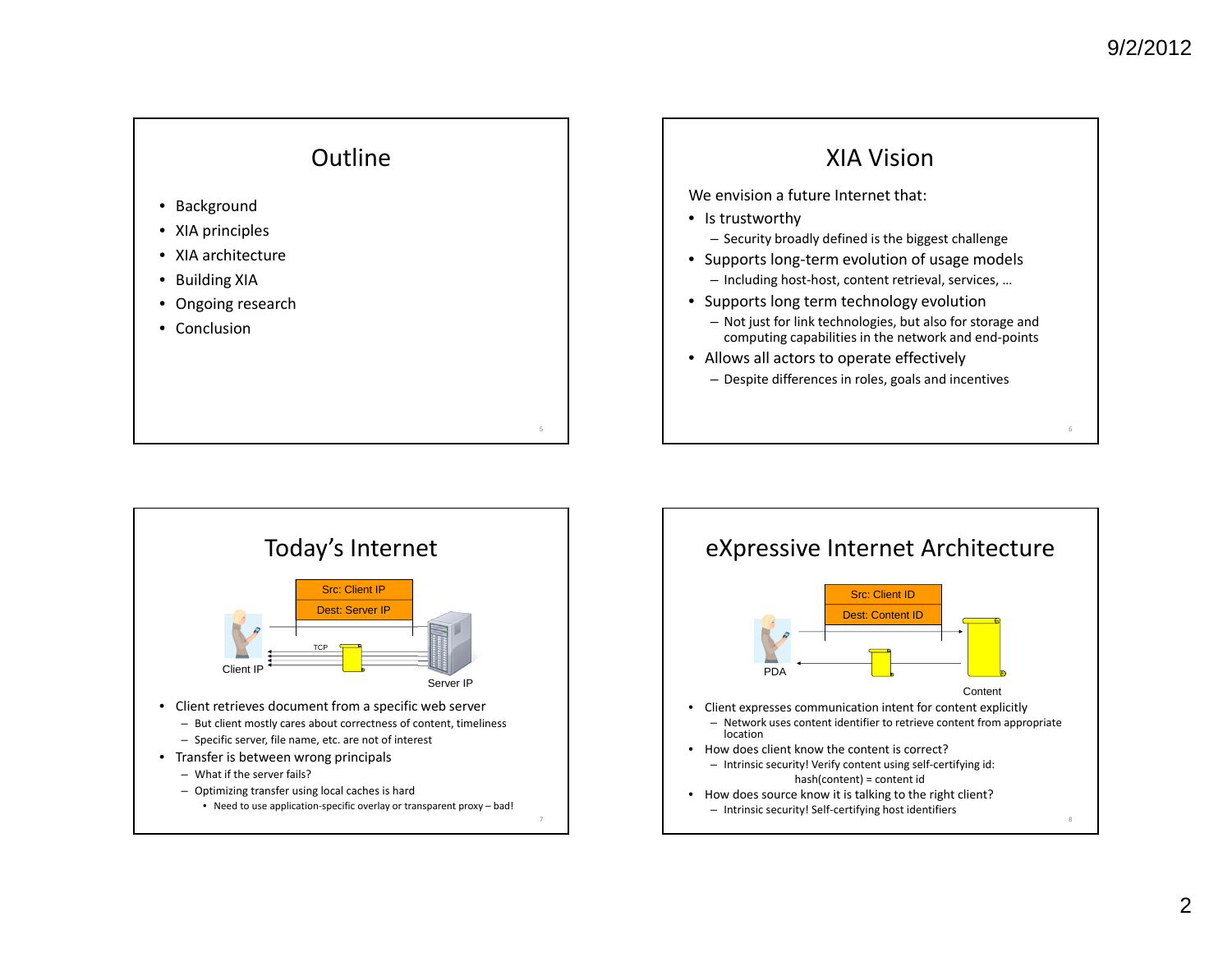## Outline

- Background
- XIA principles
- XIA architecture
- Building XIA
- Ongoing research
- Conclusion

## XIA Vision

We envision a future Internet that:

- Is trustworthy
  - Security broadly defined is the biggest challenge
- Supports long-term evolution of usage models
  - Including host-host, content retrieval, services, …
- Supports long term technology evolution
  - Not just for link technologies, but also for storage and computing capabilities in the network and end-points
- Allows all actors to operate effectively
  - Despite differences in roles, goals and incentives

## Today's Internet

Src: Client IP

Dest: Server IP

TCP

Client IP

Server IP

- Client retrieves document from a specific web server
  - But client mostly cares about correctness of content, timeliness
  - Specific server, file name, etc. are not of interest
- Transfer is between wrong principals
  - What if the server fails?
  - Optimizing transfer using local caches is hard
    - Need to use application-specific overlay or transparent proxy – bad!

## eXpressive Internet Architecture

Src: Client ID

Dest: Content ID

PDA

Content

- Client expresses communication intent for content explicitly
  - Network uses content identifier to retrieve content from appropriate location
- How does client know the content is correct?
  - Intrinsic security! Verify content using self-certifying id:
    hash(content) = content id
- How does source know it is talking to the right client?
  - Intrinsic security! Self-certifying host identifiers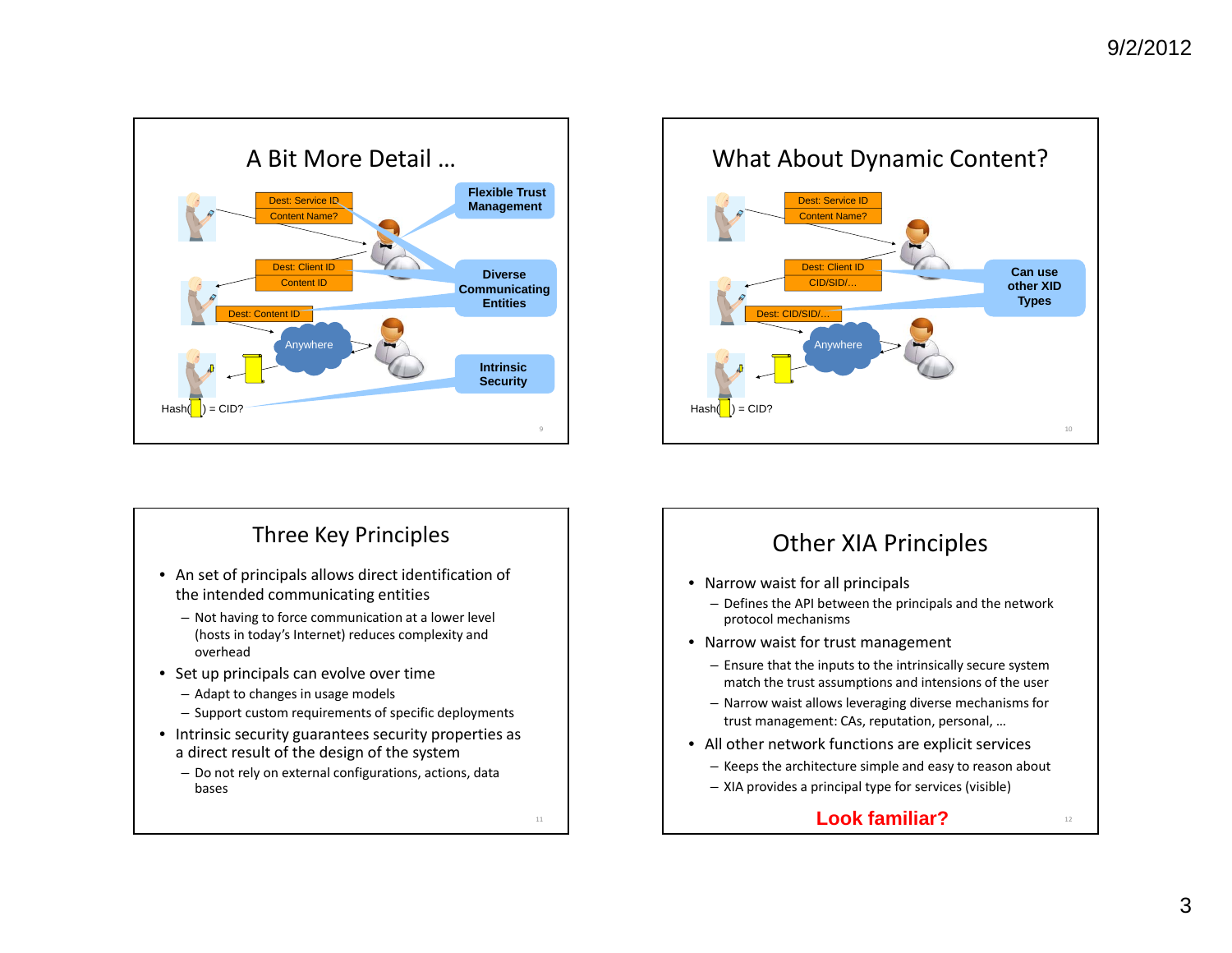## A Bit More Detail …

Dest: Service ID
Content Name?

Dest: Client ID
Content ID

Dest: Content ID

Anywhere

Hash( ) = CID?

**Flexible Trust Management**

**Diverse Communicating Entities**

**Intrinsic Security**

## What About Dynamic Content?

Dest: Service ID
Content Name?

Dest: Client ID
CID/SID/…

Dest: CID/SID/…

Anywhere

Hash( ) = CID?

**Can use other XID Types**

## Three Key Principles

- An set of principals allows direct identification of the intended communicating entities
  - Not having to force communication at a lower level (hosts in today's Internet) reduces complexity and overhead
- Set up principals can evolve over time
  - Adapt to changes in usage models
  - Support custom requirements of specific deployments
- Intrinsic security guarantees security properties as a direct result of the design of the system
  - Do not rely on external configurations, actions, data bases

## Other XIA Principles

- Narrow waist for all principals
  - Defines the API between the principals and the network protocol mechanisms
- Narrow waist for trust management
  - Ensure that the inputs to the intrinsically secure system match the trust assumptions and intensions of the user
  - Narrow waist allows leveraging diverse mechanisms for trust management: CAs, reputation, personal, …
- All other network functions are explicit services
  - Keeps the architecture simple and easy to reason about
  - XIA provides a principal type for services (visible)

**Look familiar?**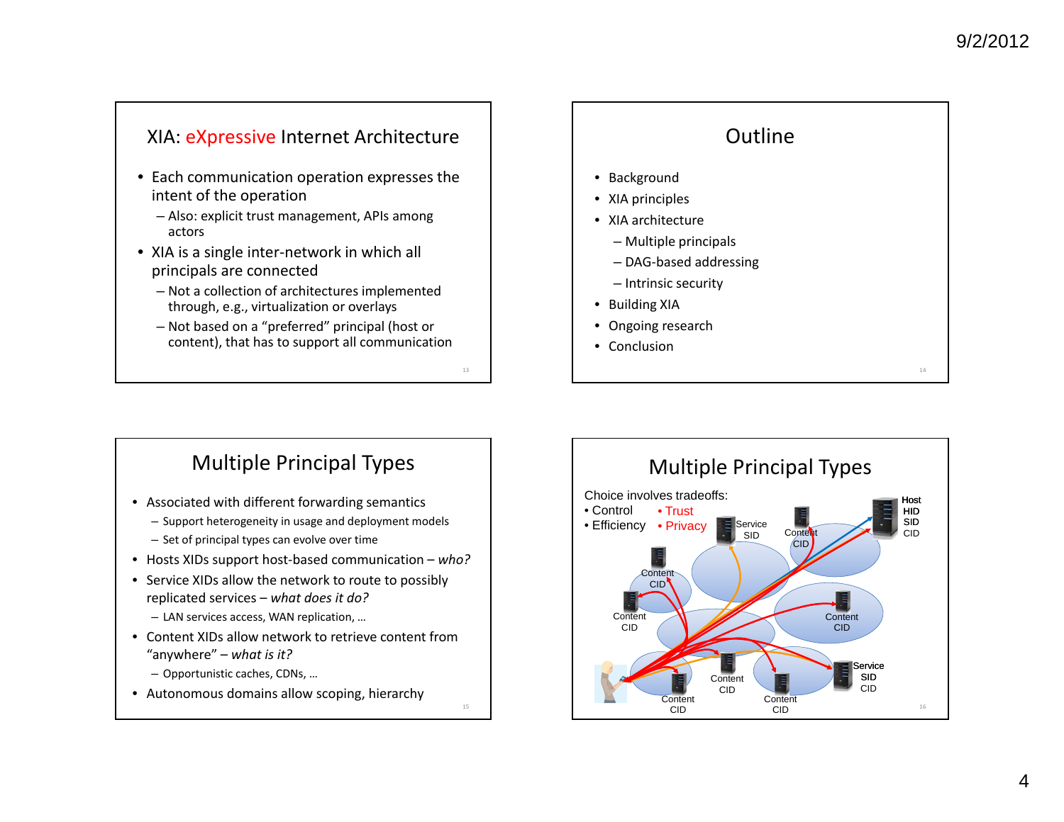## XIA: eXpressive Internet Architecture

- Each communication operation expresses the intent of the operation
  - Also: explicit trust management, APIs among actors
- XIA is a single inter-network in which all principals are connected
  - Not a collection of architectures implemented through, e.g., virtualization or overlays
  - Not based on a "preferred" principal (host or content), that has to support all communication

## Outline

- Background
- XIA principles
- XIA architecture
  - Multiple principals
  - DAG-based addressing
  - Intrinsic security
- Building XIA
- Ongoing research
- Conclusion

## Multiple Principal Types

- Associated with different forwarding semantics
  - Support heterogeneity in usage and deployment models
  - Set of principal types can evolve over time
- Hosts XIDs support host-based communication – *who?*
- Service XIDs allow the network to route to possibly replicated services – *what does it do?*
  - LAN services access, WAN replication, …
- Content XIDs allow network to retrieve content from "anywhere" – *what is it?*
  - Opportunistic caches, CDNs, …
- Autonomous domains allow scoping, hierarchy

## Multiple Principal Types

Choice involves tradeoffs:

- Control
- Efficiency
- Trust
- Privacy

Host HID SID CID; Service SID; Content CID; Content CID; Content CID; Content CID; Content CID; Content CID; Content CID; Content CID; Service SID CID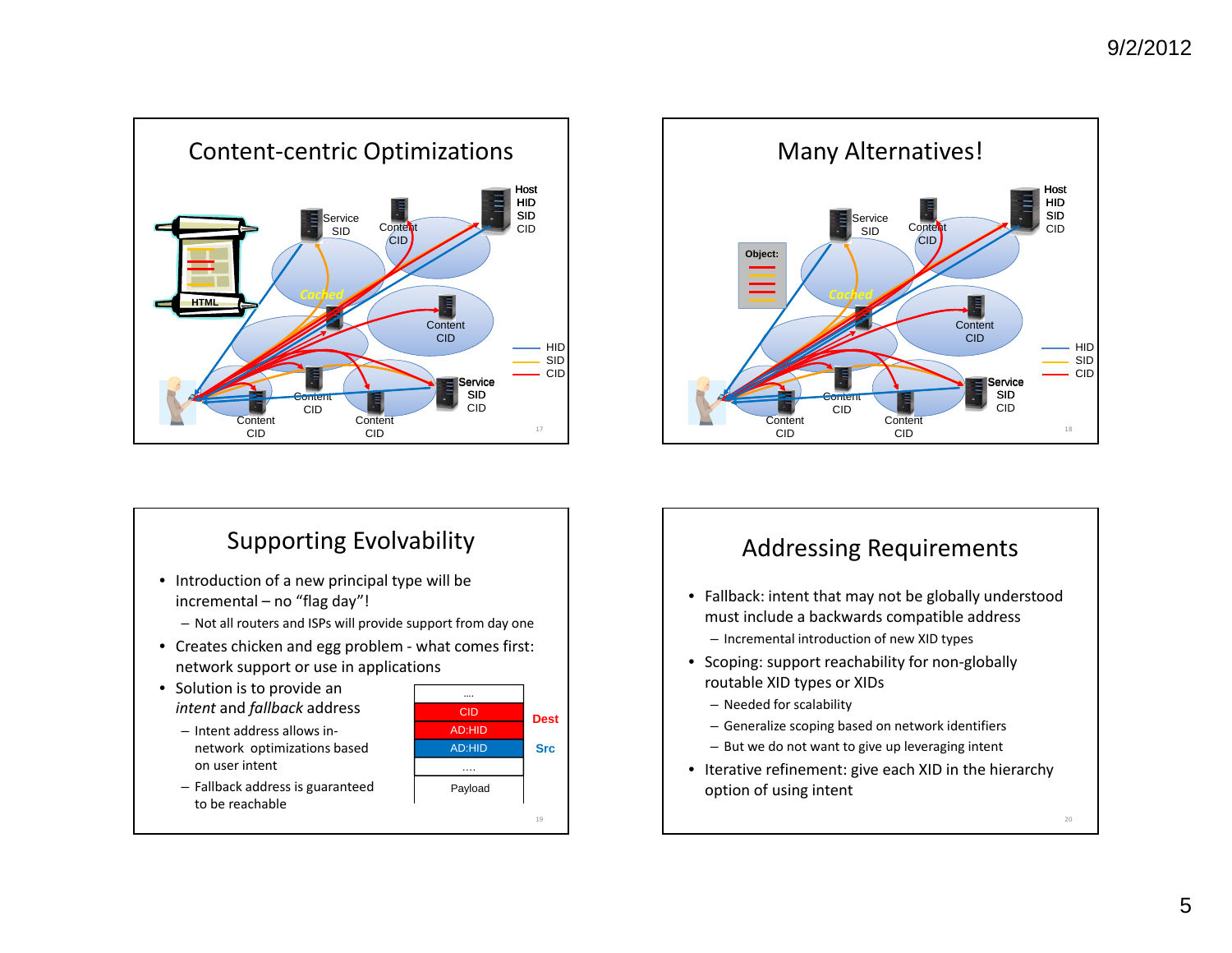## Content-centric Optimizations

Host
HID
SID
CID

Service
SID

Content
CID

HTML

Cached

Content
CID

HID
SID
CID

Service
SID
CID

Content
CID

Content
CID

Content
CID

## Many Alternatives!

Host
HID
SID
CID

Service
SID

Content
CID

Object:

Cached

Content
CID

HID
SID
CID

Service
SID
CID

Content
CID

Content
CID

Content
CID

## Supporting Evolvability

- Introduction of a new principal type will be incremental – no "flag day"!
  - Not all routers and ISPs will provide support from day one
- Creates chicken and egg problem - what comes first: network support or use in applications
- Solution is to provide an *intent* and *fallback* address
  - Intent address allows in-network optimizations based on user intent
  - Fallback address is guaranteed to be reachable

| .... | |
|---|---|
| CID | Dest |
| AD:HID | |
| AD:HID | Src |
| .... | |
| Payload | |

## Addressing Requirements

- Fallback: intent that may not be globally understood must include a backwards compatible address
  - Incremental introduction of new XID types
- Scoping: support reachability for non-globally routable XID types or XIDs
  - Needed for scalability
  - Generalize scoping based on network identifiers
  - But we do not want to give up leveraging intent
- Iterative refinement: give each XID in the hierarchy option of using intent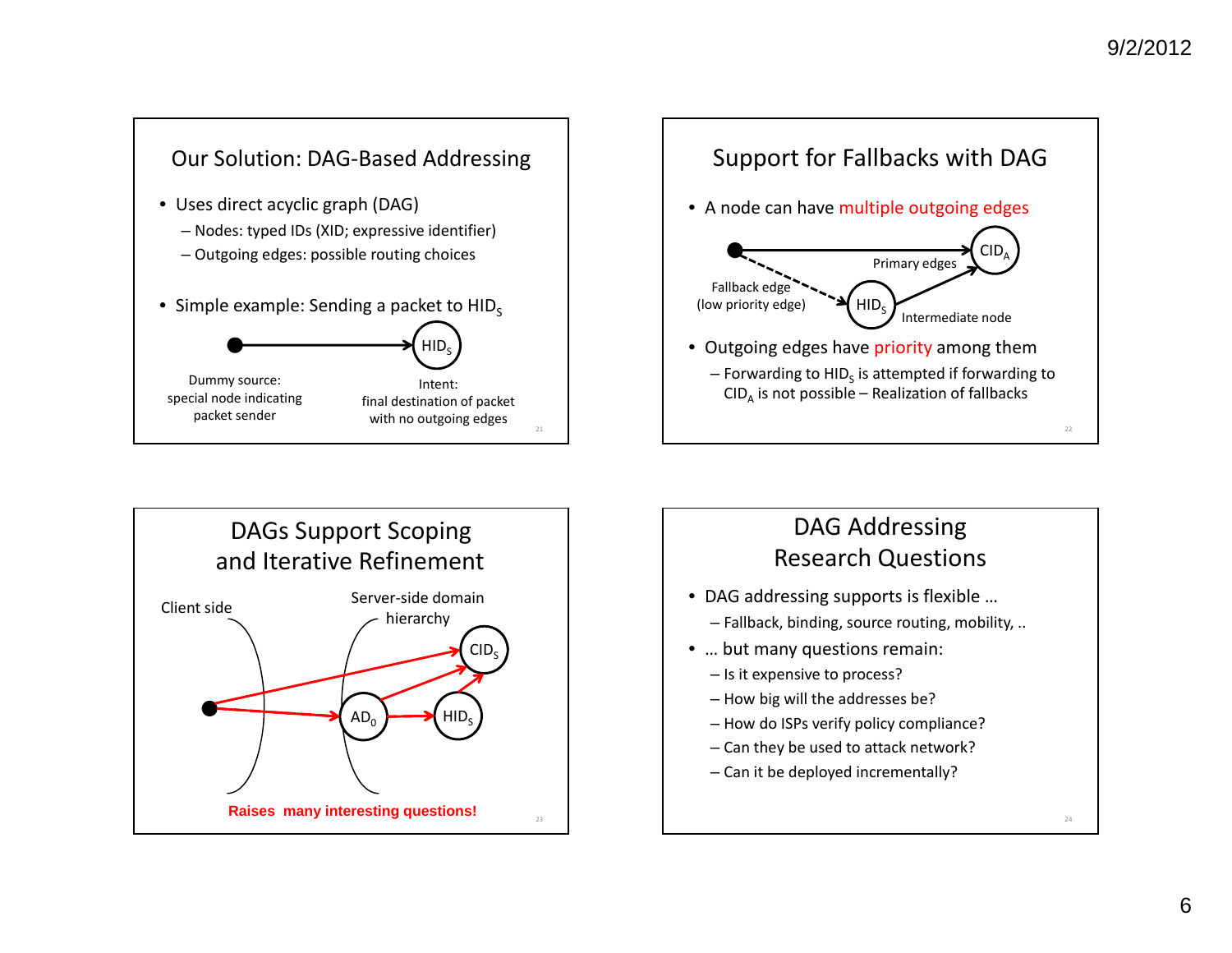## Our Solution: DAG-Based Addressing

- Uses direct acyclic graph (DAG)
  - Nodes: typed IDs (XID; expressive identifier)
  - Outgoing edges: possible routing choices
- Simple example: Sending a packet to $HID_S$

Dummy source: special node indicating packet sender

Intent: final destination of packet with no outgoing edges

## Support for Fallbacks with DAG

- A node can have multiple outgoing edges

Primary edges

Fallback edge (low priority edge)

Intermediate node

- Outgoing edges have priority among them
  - Forwarding to $HID_S$ is attempted if forwarding to $CID_A$ is not possible – Realization of fallbacks

## DAGs Support Scoping and Iterative Refinement

Client side

Server-side domain hierarchy

**Raises many interesting questions!**

## DAG Addressing Research Questions

- DAG addressing supports is flexible …
  - Fallback, binding, source routing, mobility, ..
- … but many questions remain:
  - Is it expensive to process?
  - How big will the addresses be?
  - How do ISPs verify policy compliance?
  - Can they be used to attack network?
  - Can it be deployed incrementally?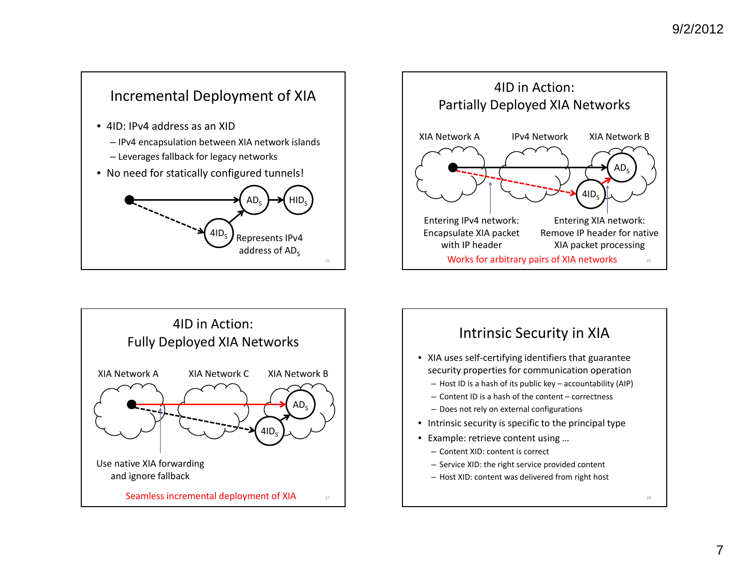## Incremental Deployment of XIA

- 4ID: IPv4 address as an XID
  - IPv4 encapsulation between XIA network islands
  - Leverages fallback for legacy networks
- No need for statically configured tunnels!

$AD_S$ → $HID_S$

$4ID_S$ Represents IPv4 address of $AD_S$

## 4ID in Action: Partially Deployed XIA Networks

XIA Network A — IPv4 Network — XIA Network B

$AD_S$, $4ID_S$

Entering IPv4 network: Encapsulate XIA packet with IP header

Entering XIA network: Remove IP header for native XIA packet processing

Works for arbitrary pairs of XIA networks

## 4ID in Action: Fully Deployed XIA Networks

XIA Network A — XIA Network C — XIA Network B

$AD_S$, $4ID_S$

Use native XIA forwarding and ignore fallback

Seamless incremental deployment of XIA

## Intrinsic Security in XIA

- XIA uses self-certifying identifiers that guarantee security properties for communication operation
  - Host ID is a hash of its public key – accountability (AIP)
  - Content ID is a hash of the content – correctness
  - Does not rely on external configurations
- Intrinsic security is specific to the principal type
- Example: retrieve content using …
  - Content XID: content is correct
  - Service XID: the right service provided content
  - Host XID: content was delivered from right host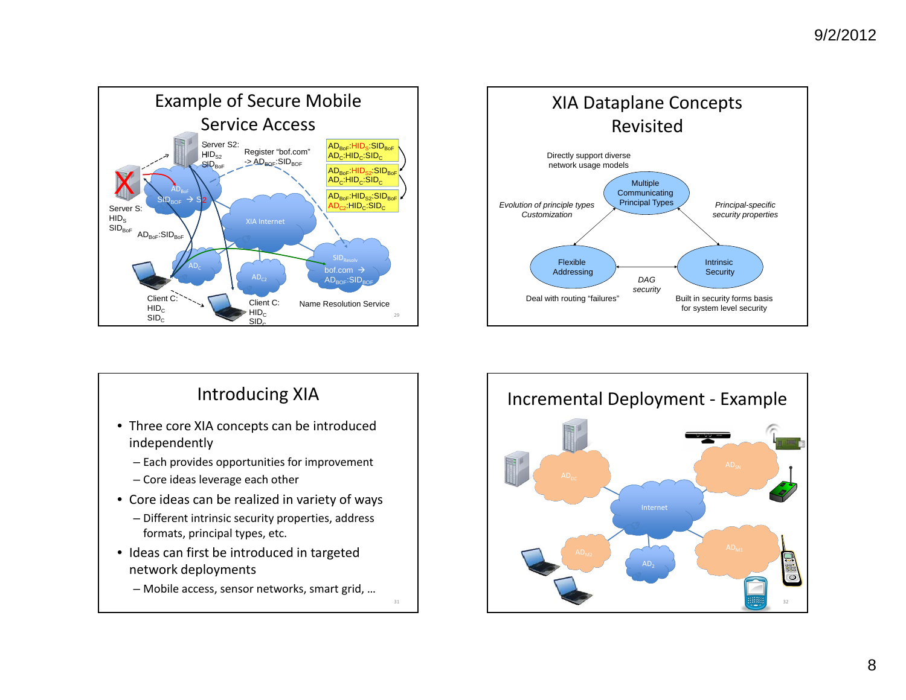## Example of Secure Mobile Service Access

Server S2: $HID_{S2}$ $SID_{BoF}$

Register "bof.com" -> $AD_{BOF}$:$SID_{BOF}$

$AD_{BoF}$:$HID_S$:$SID_{BoF}$
$AD_C$:$HID_C$:$SID_C$

$AD_{BoF}$:$HID_{S2}$:$SID_{BoF}$
$AD_C$:$HID_C$:$SID_C$

$AD_{BoF}$:$HID_{S2}$:$SID_{BoF}$
$AD_{C2}$:$HID_C$:$SID_C$

$AD_{BoF}$

$SID_{BOF}$ → S2

Server S: $HID_S$ $SID_{BoF}$

$AD_{BoF}$:$SID_{BoF}$

XIA Internet

$AD_C$

$AD_{C2}$

$SID_{Resolv}$

bof.com → $AD_{BOF}$:$SID_{BOF}$

Client C: $HID_C$ $SID_C$

Client C: $HID_C$ $SID_C$

Name Resolution Service

## XIA Dataplane Concepts Revisited

Directly support diverse network usage models

Multiple Communicating Principal Types

*Evolution of principle types Customization*

*Principal-specific security properties*

Flexible Addressing

Intrinsic Security

*DAG security*

Deal with routing "failures"

Built in security forms basis for system level security

## Introducing XIA

- Three core XIA concepts can be introduced independently
  - Each provides opportunities for improvement
  - Core ideas leverage each other
- Core ideas can be realized in variety of ways
  - Different intrinsic security properties, address formats, principal types, etc.
- Ideas can first be introduced in targeted network deployments
  - Mobile access, sensor networks, smart grid, …

## Incremental Deployment - Example

$AD_{DC}$

$AD_{SN}$

Internet

$AD_{M2}$

$AD_2$

$AD_{M1}$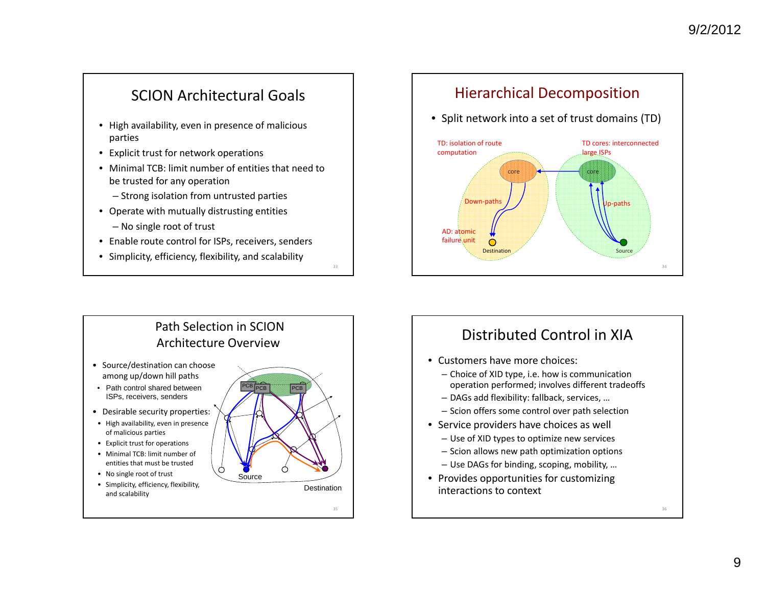## SCION Architectural Goals

- High availability, even in presence of malicious parties
- Explicit trust for network operations
- Minimal TCB: limit number of entities that need to be trusted for any operation
  - Strong isolation from untrusted parties
- Operate with mutually distrusting entities
  - No single root of trust
- Enable route control for ISPs, receivers, senders
- Simplicity, efficiency, flexibility, and scalability

## Hierarchical Decomposition

- Split network into a set of trust domains (TD)

TD: isolation of route computation

TD cores: interconnected large ISPs

core

core

Down-paths

Up-paths

AD: atomic failure unit

Destination

Source

## Path Selection in SCION Architecture Overview

- Source/destination can choose among up/down hill paths
  - Path control shared between ISPs, receivers, senders
- Desirable security properties:
  - High availability, even in presence of malicious parties
  - Explicit trust for operations
  - Minimal TCB: limit number of entities that must be trusted
  - No single root of trust
  - Simplicity, efficiency, flexibility, and scalability

PCB PCB PCB

Source

Destination

## Distributed Control in XIA

- Customers have more choices:
  - Choice of XID type, i.e. how is communication operation performed; involves different tradeoffs
  - DAGs add flexibility: fallback, services, …
  - Scion offers some control over path selection
- Service providers have choices as well
  - Use of XID types to optimize new services
  - Scion allows new path optimization options
  - Use DAGs for binding, scoping, mobility, …
- Provides opportunities for customizing interactions to context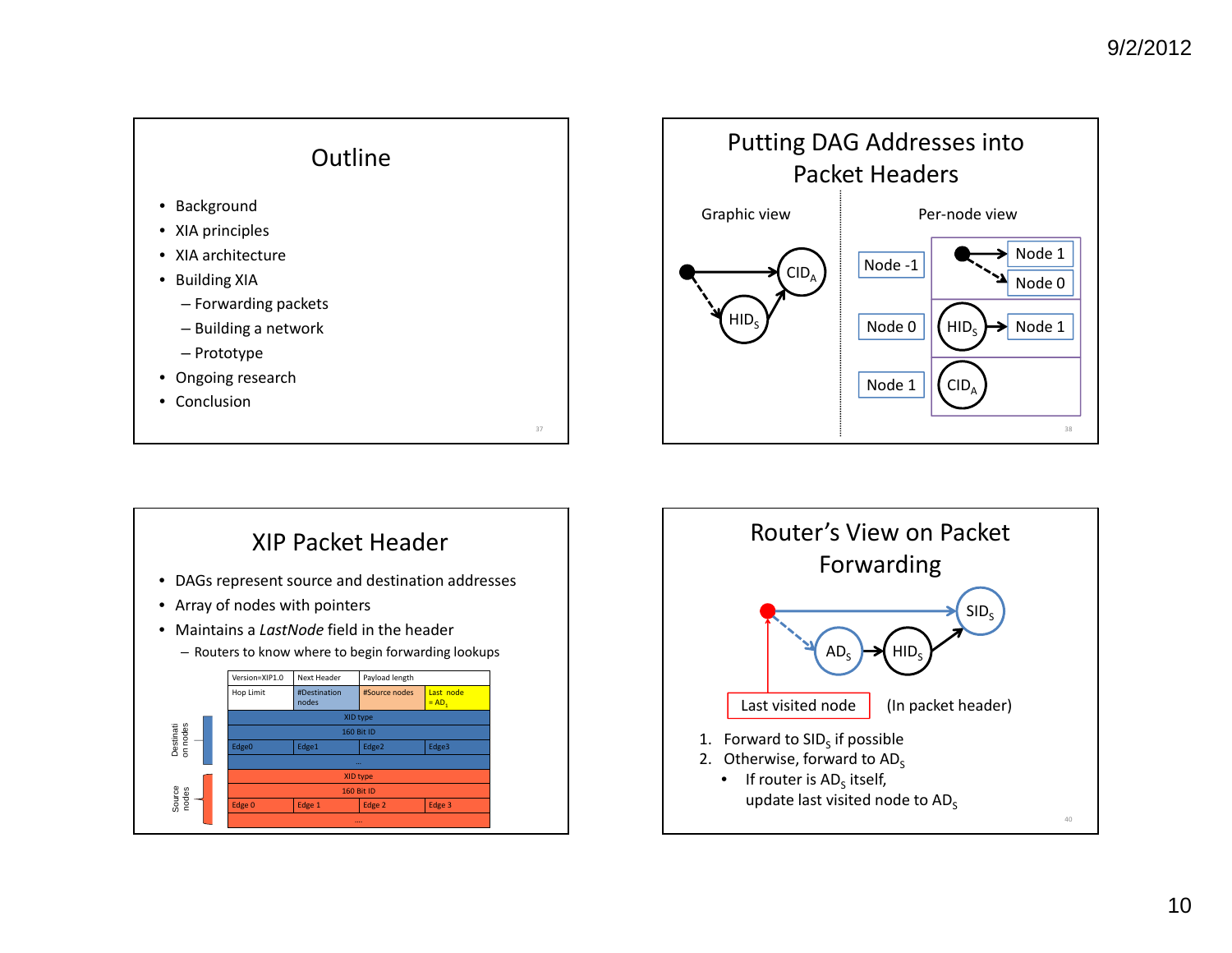## Outline

- Background
- XIA principles
- XIA architecture
- Building XIA
  - Forwarding packets
  - Building a network
  - Prototype
- Ongoing research
- Conclusion

## Putting DAG Addresses into Packet Headers

Graphic view

Per-node view

Node -1 → Node 1, Node 0

Node 0: $HID_S$ → Node 1

Node 1: $CID_A$

## XIP Packet Header

- DAGs represent source and destination addresses
- Array of nodes with pointers
- Maintains a *LastNode* field in the header
  - Routers to know where to begin forwarding lookups

| Version=XIP1.0 | Next Header | Payload length | |
|---|---|---|---|
| Hop Limit | #Destination nodes | #Source nodes | Last node = $AD_1$ |
| XID type | | | |
| 160 Bit ID | | | |
| Edge0 | Edge1 | Edge2 | Edge3 |
| ... | | | |
| XID type | | | |
| 160 Bit ID | | | |
| Edge 0 | Edge 1 | Edge 2 | Edge 3 |
| .... | | | |

Destination nodes

Source nodes

## Router's View on Packet Forwarding

Last visited node (In packet header)

1. Forward to $SID_S$ if possible
2. Otherwise, forward to $AD_S$
   - If router is $AD_S$ itself, update last visited node to $AD_S$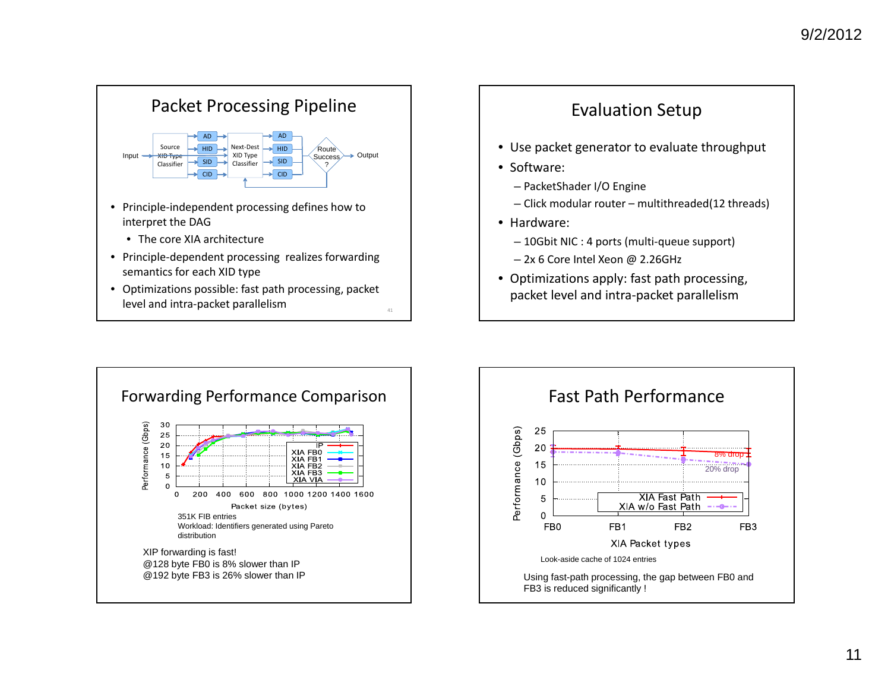## Packet Processing Pipeline

- Principle-independent processing defines how to interpret the DAG
  - The core XIA architecture
- Principle-dependent processing realizes forwarding semantics for each XID type
- Optimizations possible: fast path processing, packet level and intra-packet parallelism

## Evaluation Setup

- Use packet generator to evaluate throughput
- Software:
  - PacketShader I/O Engine
  - Click modular router – multithreaded(12 threads)
- Hardware:
  - 10Gbit NIC : 4 ports (multi-queue support)
  - 2x 6 Core Intel Xeon @ 2.26GHz
- Optimizations apply: fast path processing, packet level and intra-packet parallelism

## Forwarding Performance Comparison

351K FIB entries
Workload: Identifiers generated using Pareto distribution

XIP forwarding is fast!
@128 byte FB0 is 8% slower than IP
@192 byte FB3 is 26% slower than IP

## Fast Path Performance

Look-aside cache of 1024 entries

Using fast-path processing, the gap between FB0 and FB3 is reduced significantly !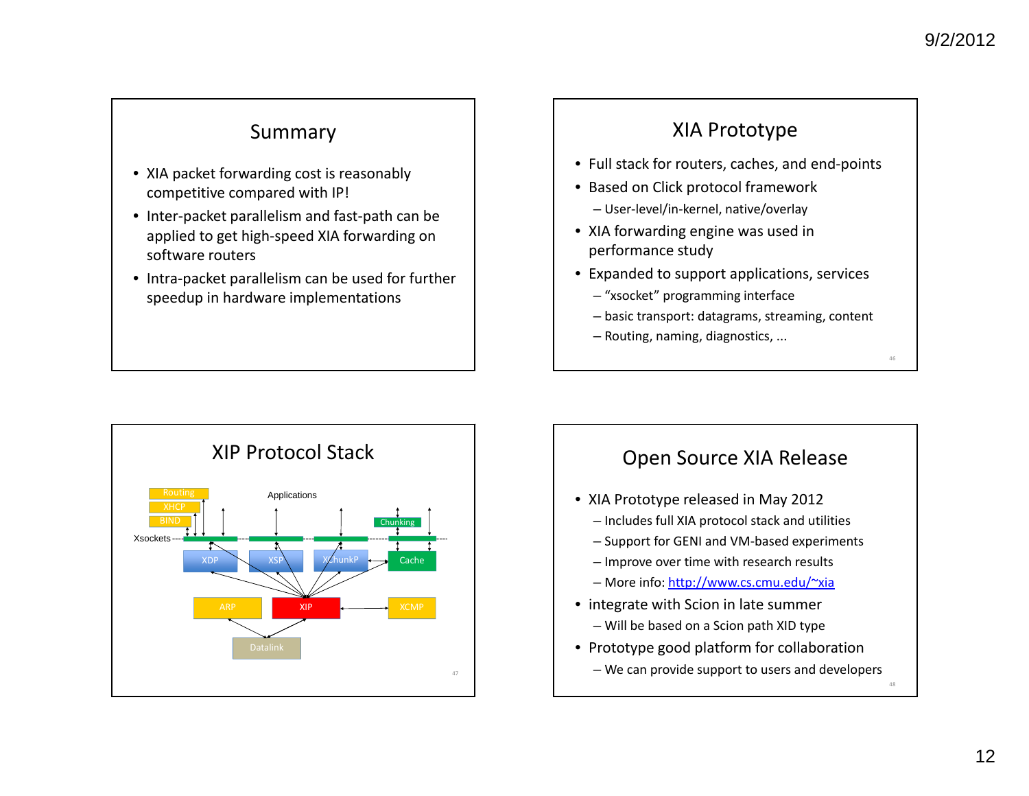## Summary

- XIA packet forwarding cost is reasonably competitive compared with IP!
- Inter-packet parallelism and fast-path can be applied to get high-speed XIA forwarding on software routers
- Intra-packet parallelism can be used for further speedup in hardware implementations

## XIA Prototype

- Full stack for routers, caches, and end-points
- Based on Click protocol framework
  - User-level/in-kernel, native/overlay
- XIA forwarding engine was used in performance study
- Expanded to support applications, services
  - "xsocket" programming interface
  - basic transport: datagrams, streaming, content
  - Routing, naming, diagnostics, ...

## XIP Protocol Stack

Routing
XHCP
BIND
Applications
Chunking
Xsockets
XDP
XSP
XChunkP
Cache
ARP
XIP
XCMP
Datalink

## Open Source XIA Release

- XIA Prototype released in May 2012
  - Includes full XIA protocol stack and utilities
  - Support for GENI and VM-based experiments
  - Improve over time with research results
  - More info: http://www.cs.cmu.edu/~xia
- integrate with Scion in late summer
  - Will be based on a Scion path XID type
- Prototype good platform for collaboration
  - We can provide support to users and developers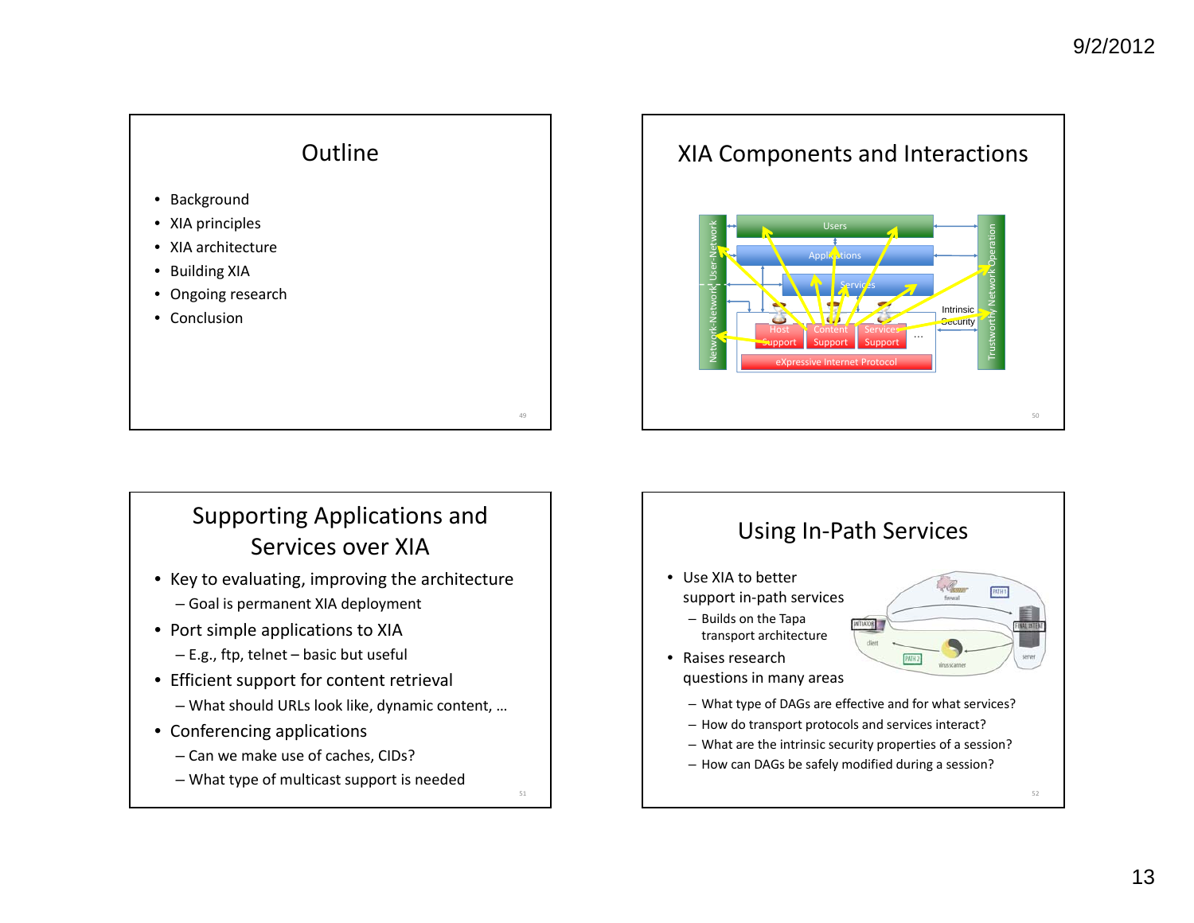## Outline

- Background
- XIA principles
- XIA architecture
- Building XIA
- Ongoing research
- Conclusion

## XIA Components and Interactions

## Supporting Applications and Services over XIA

- Key to evaluating, improving the architecture
  - Goal is permanent XIA deployment
- Port simple applications to XIA
  - E.g., ftp, telnet – basic but useful
- Efficient support for content retrieval
  - What should URLs look like, dynamic content, …
- Conferencing applications
  - Can we make use of caches, CIDs?
  - What type of multicast support is needed

## Using In-Path Services

- Use XIA to better support in-path services
  - Builds on the Tapa transport architecture
- Raises research questions in many areas
  - What type of DAGs are effective and for what services?
  - How do transport protocols and services interact?
  - What are the intrinsic security properties of a session?
  - How can DAGs be safely modified during a session?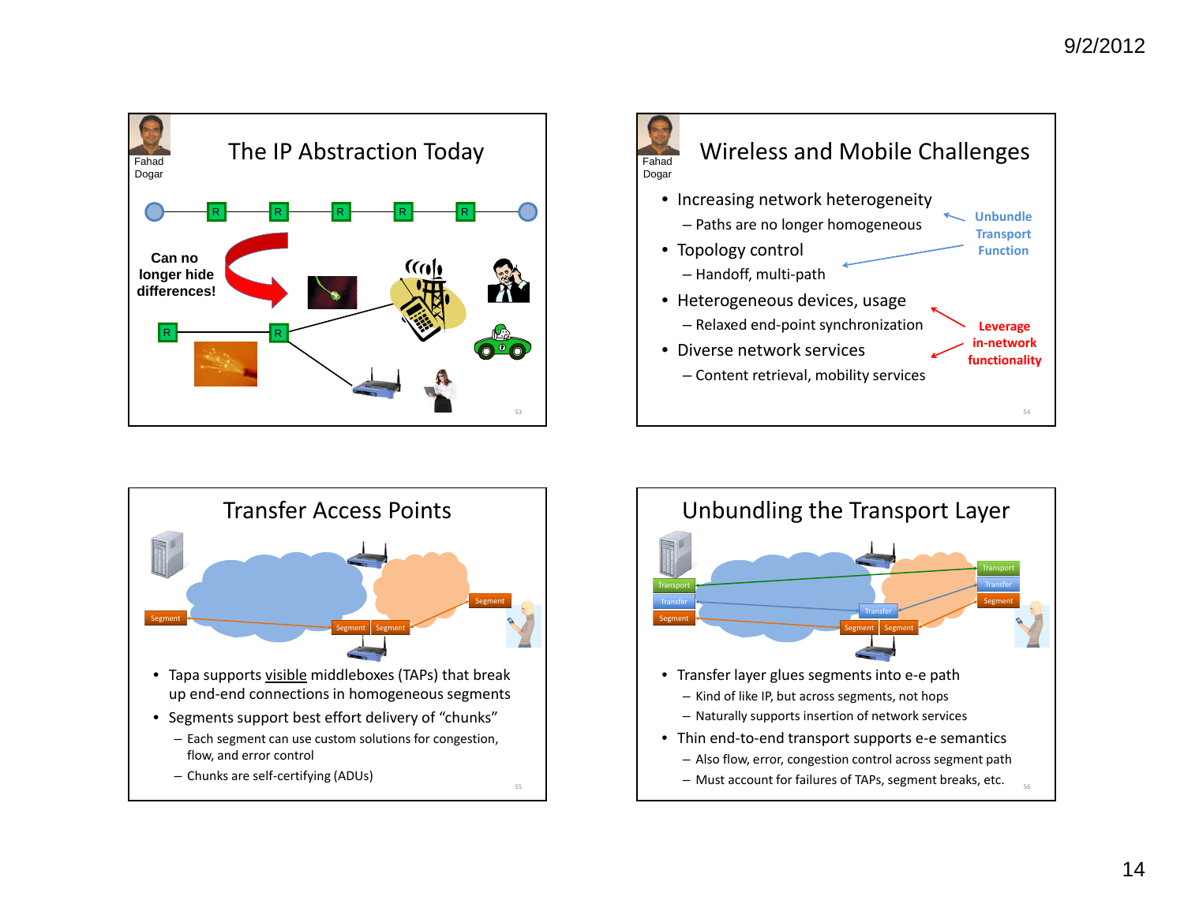## The IP Abstraction Today

Fahad Dogar

Can no longer hide differences!

## Wireless and Mobile Challenges

Fahad Dogar

- Increasing network heterogeneity
  - Paths are no longer homogeneous
- Topology control
  - Handoff, multi-path
- Heterogeneous devices, usage
  - Relaxed end-point synchronization
- Diverse network services
  - Content retrieval, mobility services

Unbundle Transport Function

Leverage in-network functionality

## Transfer Access Points

- Tapa supports visible middleboxes (TAPs) that break up end-end connections in homogeneous segments
- Segments support best effort delivery of "chunks"
  - Each segment can use custom solutions for congestion, flow, and error control
  - Chunks are self-certifying (ADUs)

## Unbundling the Transport Layer

- Transfer layer glues segments into e-e path
  - Kind of like IP, but across segments, not hops
  - Naturally supports insertion of network services
- Thin end-to-end transport supports e-e semantics
  - Also flow, error, congestion control across segment path
  - Must account for failures of TAPs, segment breaks, etc.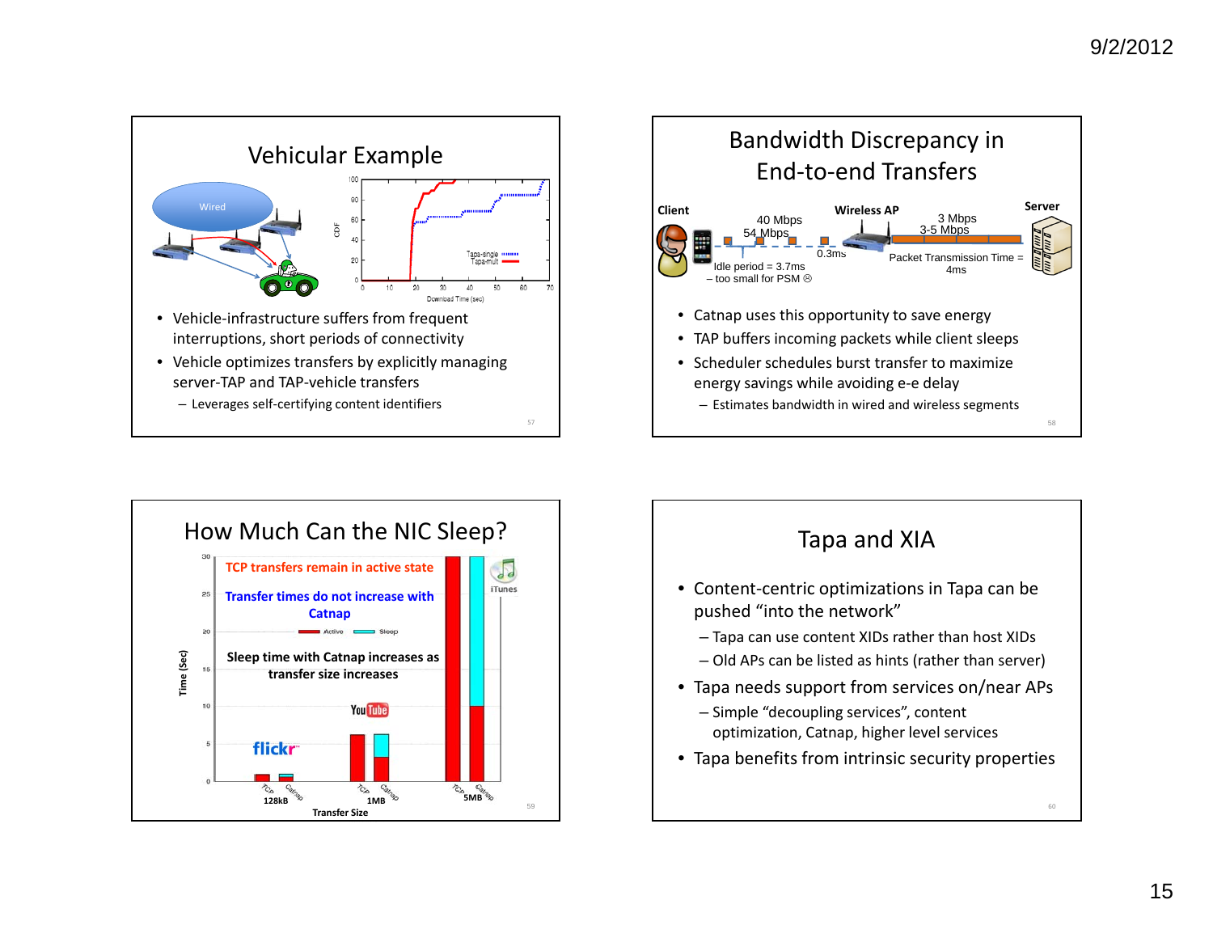## Vehicular Example

- Vehicle-infrastructure suffers from frequent interruptions, short periods of connectivity
- Vehicle optimizes transfers by explicitly managing server-TAP and TAP-vehicle transfers
  - Leverages self-certifying content identifiers

## Bandwidth Discrepancy in End-to-end Transfers

Client — 40 Mbps / 54 Mbps — Wireless AP — 3 Mbps / 3-5 Mbps — Server

Idle period = 3.7ms – too small for PSM ☹

0.3ms

Packet Transmission Time = 4ms

- Catnap uses this opportunity to save energy
- TAP buffers incoming packets while client sleeps
- Scheduler schedules burst transfer to maximize energy savings while avoiding e-e delay
  - Estimates bandwidth in wired and wireless segments

## How Much Can the NIC Sleep?

TCP transfers remain in active state

Transfer times do not increase with Catnap

Sleep time with Catnap increases as transfer size increases

## Tapa and XIA

- Content-centric optimizations in Tapa can be pushed "into the network"
  - Tapa can use content XIDs rather than host XIDs
  - Old APs can be listed as hints (rather than server)
- Tapa needs support from services on/near APs
  - Simple "decoupling services", content optimization, Catnap, higher level services
- Tapa benefits from intrinsic security properties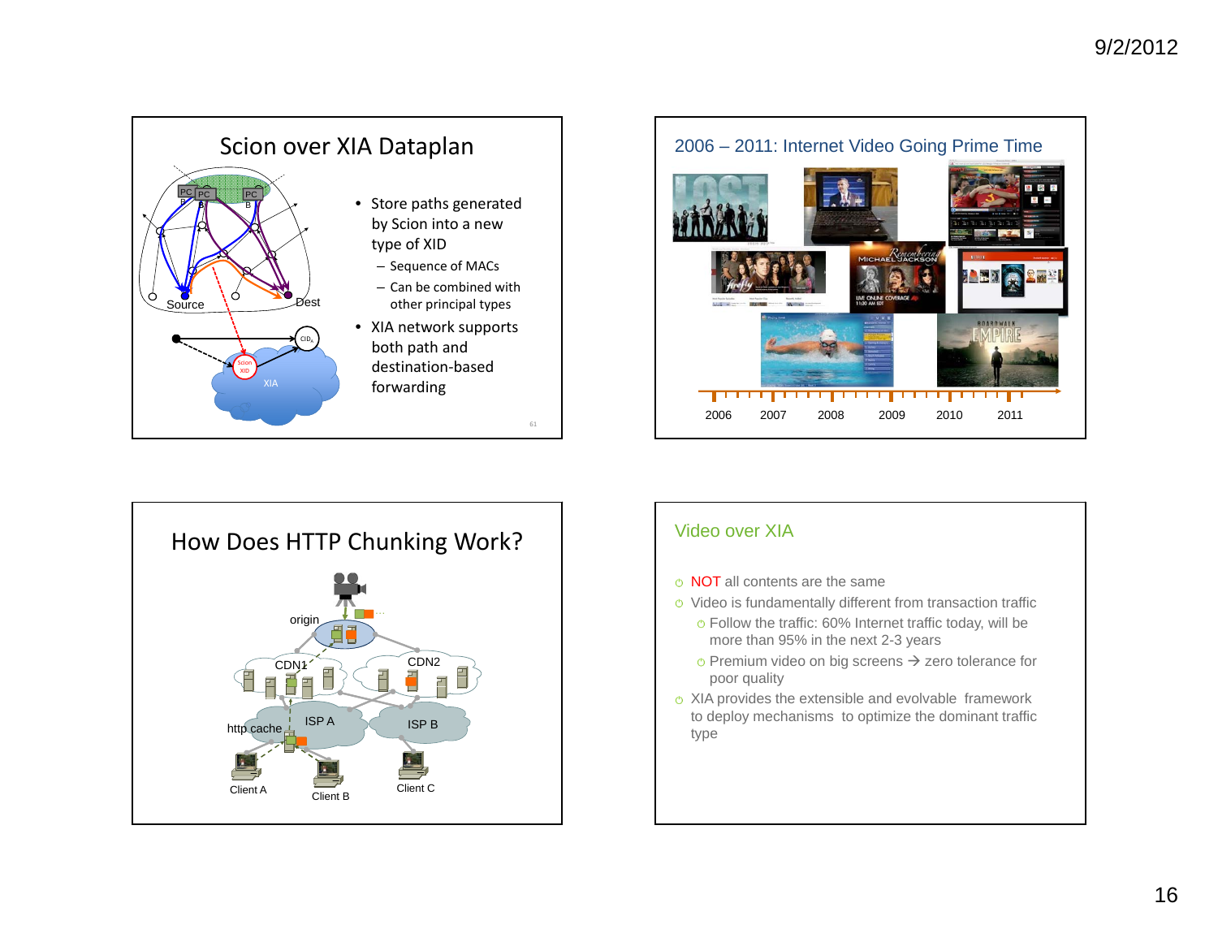## Scion over XIA Dataplan

- Store paths generated by Scion into a new type of XID
  - Sequence of MACs
  - Can be combined with other principal types
- XIA network supports both path and destination-based forwarding

## 2006 – 2011: Internet Video Going Prime Time

2006 2007 2008 2009 2010 2011

## How Does HTTP Chunking Work?

## Video over XIA

- NOT all contents are the same
- Video is fundamentally different from transaction traffic
  - Follow the traffic: 60% Internet traffic today, will be more than 95% in the next 2-3 years
  - Premium video on big screens → zero tolerance for poor quality
- XIA provides the extensible and evolvable framework to deploy mechanisms to optimize the dominant traffic type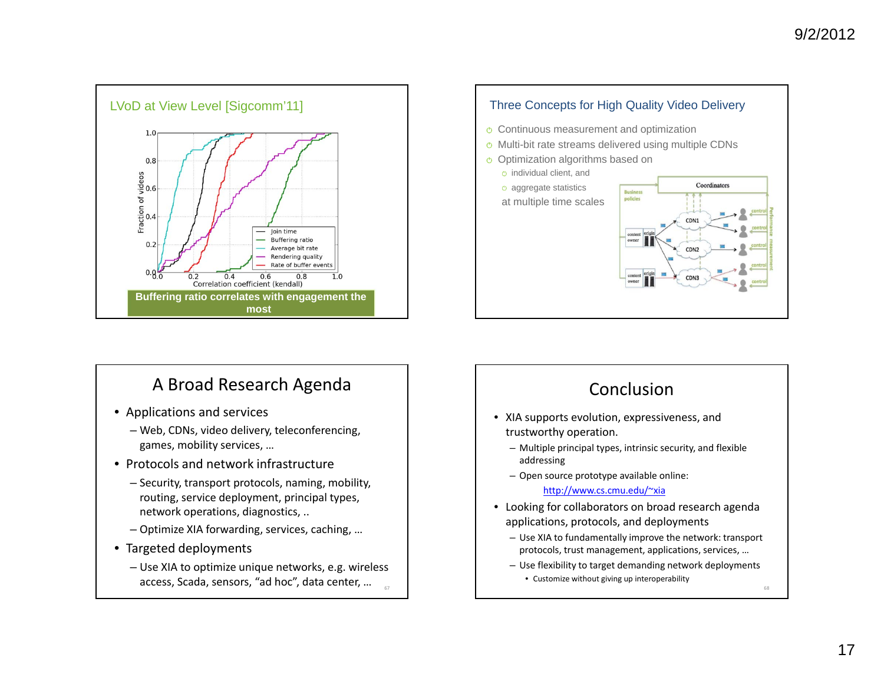## LVoD at View Level [Sigcomm'11]

1.0
0.8
0.6
0.4
0.2
0.0
Fraction of videos
0.0
0.2
0.4
0.6
0.8
1.0
Correlation coefficient (kendall)
Join time
Buffering ratio
Average bit rate
Rendering quality
Rate of buffer events

**Buffering ratio correlates with engagement the most**

## Three Concepts for High Quality Video Delivery

- Continuous measurement and optimization
- Multi-bit rate streams delivered using multiple CDNs
- Optimization algorithms based on
  - individual client, and
  - aggregate statistics

  at multiple time scales

Coordinators
Business policies
Performance measurement
content owner
origin
CDN1
CDN2
CDN3
control
control
control
control
control

## A Broad Research Agenda

- Applications and services
  - Web, CDNs, video delivery, teleconferencing, games, mobility services, …
- Protocols and network infrastructure
  - Security, transport protocols, naming, mobility, routing, service deployment, principal types, network operations, diagnostics, ..
  - Optimize XIA forwarding, services, caching, …
- Targeted deployments
  - Use XIA to optimize unique networks, e.g. wireless access, Scada, sensors, "ad hoc", data center, …

## Conclusion

- XIA supports evolution, expressiveness, and trustworthy operation.
  - Multiple principal types, intrinsic security, and flexible addressing
  - Open source prototype available online: http://www.cs.cmu.edu/~xia
- Looking for collaborators on broad research agenda applications, protocols, and deployments
  - Use XIA to fundamentally improve the network: transport protocols, trust management, applications, services, …
  - Use flexibility to target demanding network deployments
    - Customize without giving up interoperability